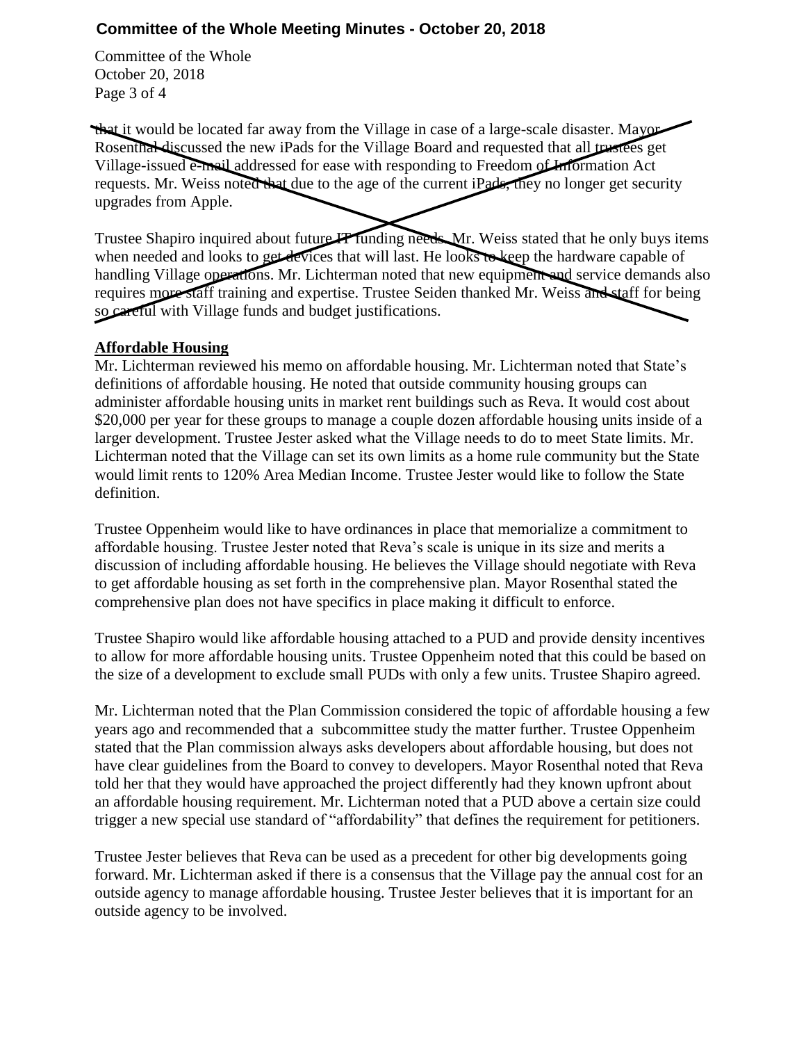that it would be located far away from the Village in case of a large-scale disaster. Mayor Rosenthal discussed the new iPads for the Village Board and requested that all trustees get Village-issued e-mail addressed for ease with responding to Freedom of Information Act requests. Mr. Weiss noted that due to the age of the current iPads, they no longer get security upgrades from Apple.

Trustee Shapiro inquired about future IT funding needs. Mr. Weiss stated that he only buys items when needed and looks to get devices that will last. He looks to keep the hardware capable of handling Village operations. Mr. Lichterman noted that new equipment and service demands also requires more staff training and expertise. Trustee Seiden thanked Mr. Weiss and staff for being so careful with Village funds and budget justifications.

**Affordable Housing**

Mr. Lichterman reviewed his memo on affordable housing. Mr. Lichterman noted that State's definitions of affordable housing. He noted that outside community housing groups can administer affordable housing units in market rent buildings such as Reva. It would cost about $20,000 per year for these groups to manage a couple dozen affordable housing units inside of a larger development. Trustee Jester asked what the Village needs to do to meet State limits. Mr. Lichterman noted that the Village can set its own limits as a home rule community but the State would limit rents to 120% Area Median Income. Trustee Jester would like to follow the State definition.

Trustee Oppenheim would like to have ordinances in place that memorialize a commitment to affordable housing. Trustee Jester noted that Reva's scale is unique in its size and merits a discussion of including affordable housing. He believes the Village should negotiate with Reva to get affordable housing as set forth in the comprehensive plan. Mayor Rosenthal stated the comprehensive plan does not have specifics in place making it difficult to enforce.

Trustee Shapiro would like affordable housing attached to a PUD and provide density incentives to allow for more affordable housing units. Trustee Oppenheim noted that this could be based on the size of a development to exclude small PUDs with only a few units. Trustee Shapiro agreed.

Mr. Lichterman noted that the Plan Commission considered the topic of affordable housing a few years ago and recommended that a subcommittee study the matter further. Trustee Oppenheim stated that the Plan commission always asks developers about affordable housing, but does not have clear guidelines from the Board to convey to developers. Mayor Rosenthal noted that Reva told her that they would have approached the project differently had they known upfront about an affordable housing requirement. Mr. Lichterman noted that a PUD above a certain size could trigger a new special use standard of "affordability" that defines the requirement for petitioners.

Trustee Jester believes that Reva can be used as a precedent for other big developments going forward. Mr. Lichterman asked if there is a consensus that the Village pay the annual cost for an outside agency to manage affordable housing. Trustee Jester believes that it is important for an outside agency to be involved.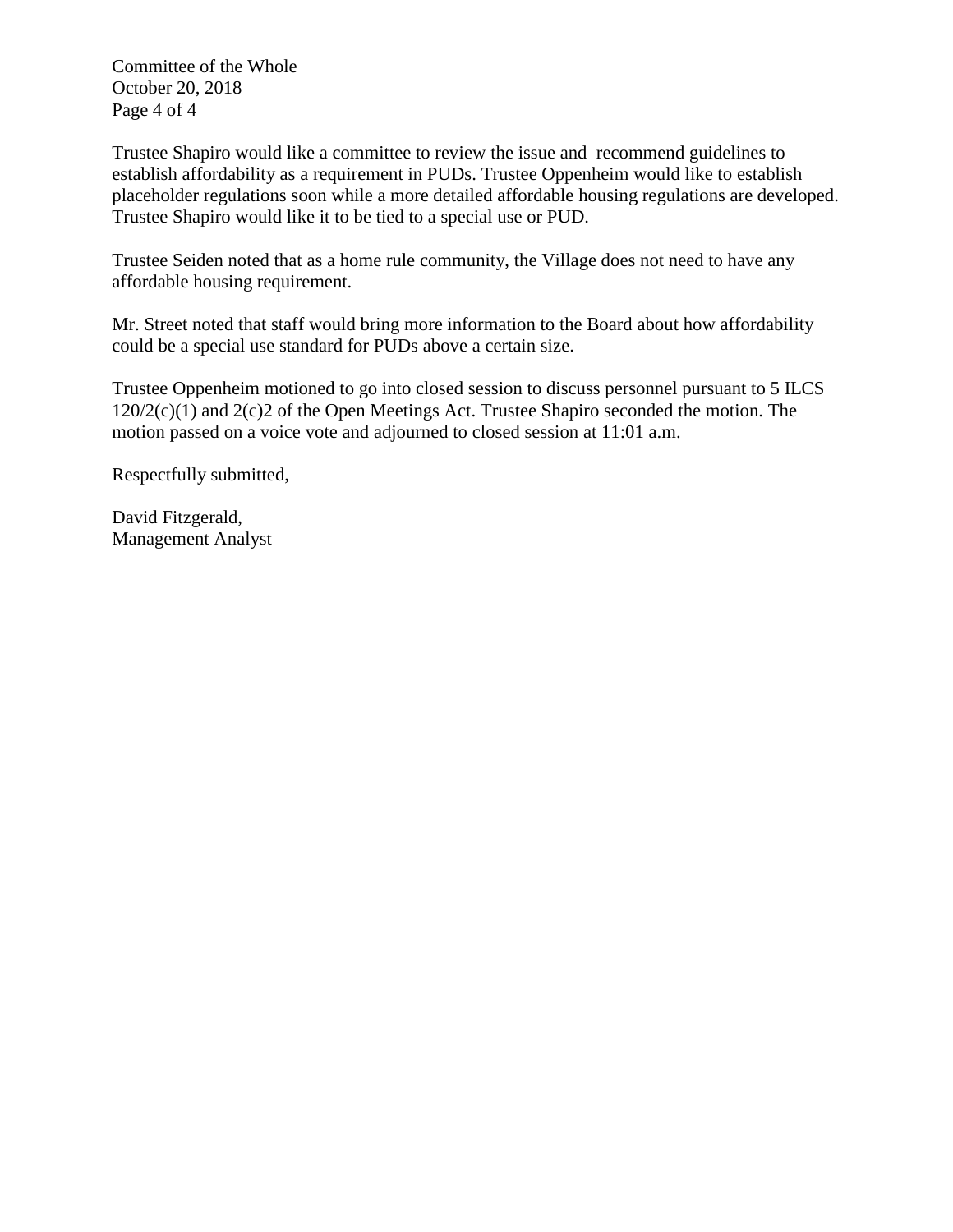Trustee Shapiro would like a committee to review the issue and recommend guidelines to establish affordability as a requirement in PUDs. Trustee Oppenheim would like to establish placeholder regulations soon while a more detailed affordable housing regulations are developed. Trustee Shapiro would like it to be tied to a special use or PUD.

Trustee Seiden noted that as a home rule community, the Village does not need to have any affordable housing requirement.

Mr. Street noted that staff would bring more information to the Board about how affordability could be a special use standard for PUDs above a certain size.

Trustee Oppenheim motioned to go into closed session to discuss personnel pursuant to 5 ILCS 120/2(c)(1) and 2(c)2 of the Open Meetings Act. Trustee Shapiro seconded the motion. The motion passed on a voice vote and adjourned to closed session at 11:01 a.m.

Respectfully submitted,

David Fitzgerald,
Management Analyst